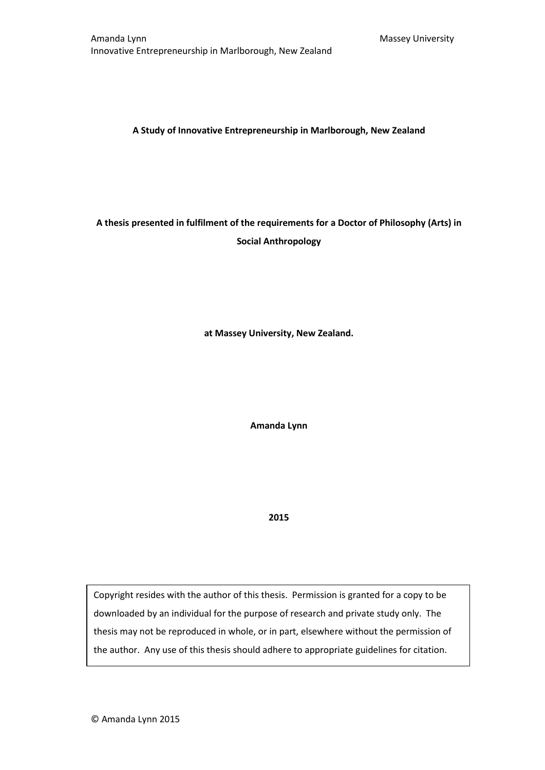# A Study of Innovative Entrepreneurship in Marlborough, New Zealand

**A thesis presented in fulfilment of the requirements for a Doctor of Philosophy (Arts) in Social Anthropology**

**at Massey University, New Zealand.**

**Amanda Lynn**

**2015**

Copyright resides with the author of this thesis. Permission is granted for a copy to be downloaded by an individual for the purpose of research and private study only. The thesis may not be reproduced in whole, or in part, elsewhere without the permission of the author. Any use of this thesis should adhere to appropriate guidelines for citation.

© Amanda Lynn 2015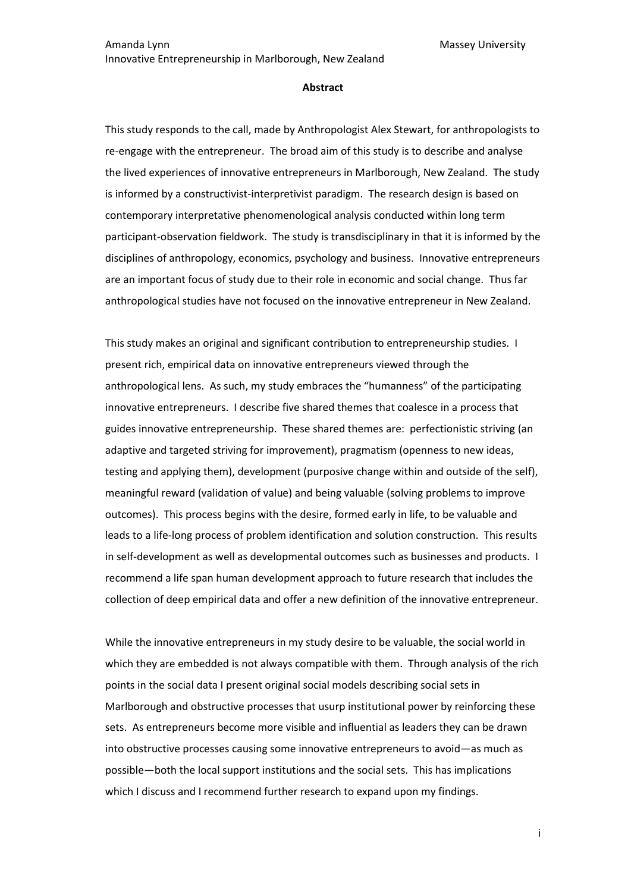**Abstract**

This study responds to the call, made by Anthropologist Alex Stewart, for anthropologists to re-engage with the entrepreneur. The broad aim of this study is to describe and analyse the lived experiences of innovative entrepreneurs in Marlborough, New Zealand. The study is informed by a constructivist-interpretivist paradigm. The research design is based on contemporary interpretative phenomenological analysis conducted within long term participant-observation fieldwork. The study is transdisciplinary in that it is informed by the disciplines of anthropology, economics, psychology and business. Innovative entrepreneurs are an important focus of study due to their role in economic and social change. Thus far anthropological studies have not focused on the innovative entrepreneur in New Zealand.

This study makes an original and significant contribution to entrepreneurship studies. I present rich, empirical data on innovative entrepreneurs viewed through the anthropological lens. As such, my study embraces the "humanness" of the participating innovative entrepreneurs. I describe five shared themes that coalesce in a process that guides innovative entrepreneurship. These shared themes are: perfectionistic striving (an adaptive and targeted striving for improvement), pragmatism (openness to new ideas, testing and applying them), development (purposive change within and outside of the self), meaningful reward (validation of value) and being valuable (solving problems to improve outcomes). This process begins with the desire, formed early in life, to be valuable and leads to a life-long process of problem identification and solution construction. This results in self-development as well as developmental outcomes such as businesses and products. I recommend a life span human development approach to future research that includes the collection of deep empirical data and offer a new definition of the innovative entrepreneur.

While the innovative entrepreneurs in my study desire to be valuable, the social world in which they are embedded is not always compatible with them. Through analysis of the rich points in the social data I present original social models describing social sets in Marlborough and obstructive processes that usurp institutional power by reinforcing these sets. As entrepreneurs become more visible and influential as leaders they can be drawn into obstructive processes causing some innovative entrepreneurs to avoid—as much as possible—both the local support institutions and the social sets. This has implications which I discuss and I recommend further research to expand upon my findings.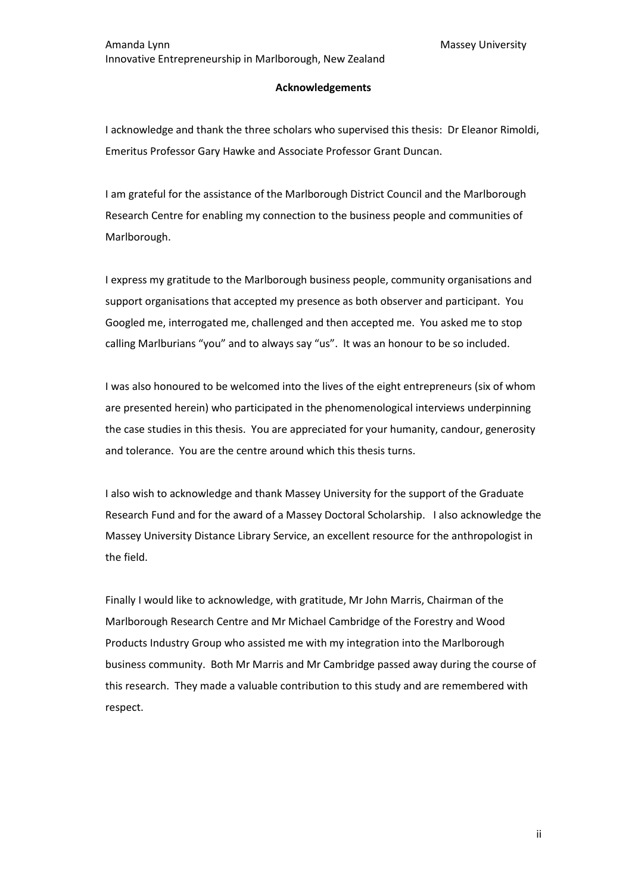**Acknowledgements**

I acknowledge and thank the three scholars who supervised this thesis: Dr Eleanor Rimoldi, Emeritus Professor Gary Hawke and Associate Professor Grant Duncan.

I am grateful for the assistance of the Marlborough District Council and the Marlborough Research Centre for enabling my connection to the business people and communities of Marlborough.

I express my gratitude to the Marlborough business people, community organisations and support organisations that accepted my presence as both observer and participant. You Googled me, interrogated me, challenged and then accepted me. You asked me to stop calling Marlburians "you" and to always say "us". It was an honour to be so included.

I was also honoured to be welcomed into the lives of the eight entrepreneurs (six of whom are presented herein) who participated in the phenomenological interviews underpinning the case studies in this thesis. You are appreciated for your humanity, candour, generosity and tolerance. You are the centre around which this thesis turns.

I also wish to acknowledge and thank Massey University for the support of the Graduate Research Fund and for the award of a Massey Doctoral Scholarship. I also acknowledge the Massey University Distance Library Service, an excellent resource for the anthropologist in the field.

Finally I would like to acknowledge, with gratitude, Mr John Marris, Chairman of the Marlborough Research Centre and Mr Michael Cambridge of the Forestry and Wood Products Industry Group who assisted me with my integration into the Marlborough business community. Both Mr Marris and Mr Cambridge passed away during the course of this research. They made a valuable contribution to this study and are remembered with respect.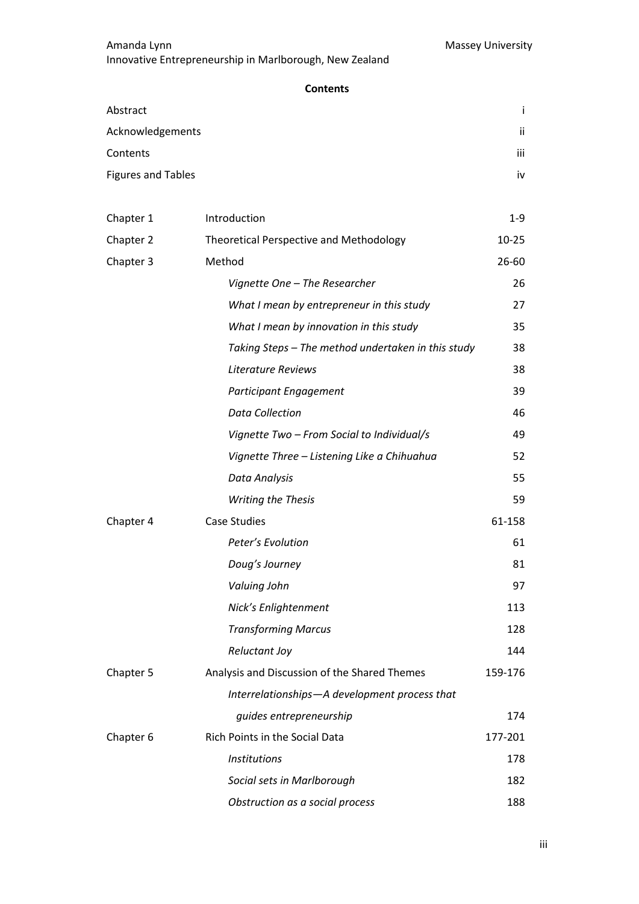**Contents**

| | | |
|---|---|---|
| Abstract | | i |
| Acknowledgements | | ii |
| Contents | | iii |
| Figures and Tables | | iv |
| | | |
| Chapter 1 | Introduction | 1-9 |
| Chapter 2 | Theoretical Perspective and Methodology | 10-25 |
| Chapter 3 | Method | 26-60 |
| | *Vignette One – The Researcher* | 26 |
| | *What I mean by entrepreneur in this study* | 27 |
| | *What I mean by innovation in this study* | 35 |
| | *Taking Steps – The method undertaken in this study* | 38 |
| | *Literature Reviews* | 38 |
| | *Participant Engagement* | 39 |
| | *Data Collection* | 46 |
| | *Vignette Two – From Social to Individual/s* | 49 |
| | *Vignette Three – Listening Like a Chihuahua* | 52 |
| | *Data Analysis* | 55 |
| | *Writing the Thesis* | 59 |
| Chapter 4 | Case Studies | 61-158 |
| | *Peter's Evolution* | 61 |
| | *Doug's Journey* | 81 |
| | *Valuing John* | 97 |
| | *Nick's Enlightenment* | 113 |
| | *Transforming Marcus* | 128 |
| | *Reluctant Joy* | 144 |
| Chapter 5 | Analysis and Discussion of the Shared Themes | 159-176 |
| | *Interrelationships—A development process that guides entrepreneurship* | 174 |
| Chapter 6 | Rich Points in the Social Data | 177-201 |
| | *Institutions* | 178 |
| | *Social sets in Marlborough* | 182 |
| | *Obstruction as a social process* | 188 |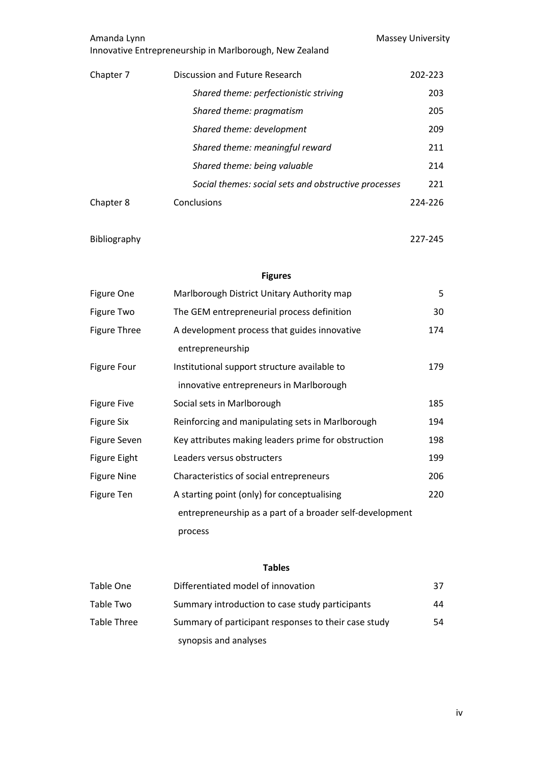| | | |
|---|---|---|
| Chapter 7 | Discussion and Future Research | 202-223 |
| | *Shared theme: perfectionistic striving* | 203 |
| | *Shared theme: pragmatism* | 205 |
| | *Shared theme: development* | 209 |
| | *Shared theme: meaningful reward* | 211 |
| | *Shared theme: being valuable* | 214 |
| | *Social themes: social sets and obstructive processes* | 221 |
| Chapter 8 | Conclusions | 224-226 |
| Bibliography | | 227-245 |

**Figures**

| | | |
|---|---|---|
| Figure One | Marlborough District Unitary Authority map | 5 |
| Figure Two | The GEM entrepreneurial process definition | 30 |
| Figure Three | A development process that guides innovative entrepreneurship | 174 |
| Figure Four | Institutional support structure available to innovative entrepreneurs in Marlborough | 179 |
| Figure Five | Social sets in Marlborough | 185 |
| Figure Six | Reinforcing and manipulating sets in Marlborough | 194 |
| Figure Seven | Key attributes making leaders prime for obstruction | 198 |
| Figure Eight | Leaders versus obstructers | 199 |
| Figure Nine | Characteristics of social entrepreneurs | 206 |
| Figure Ten | A starting point (only) for conceptualising entrepreneurship as a part of a broader self-development process | 220 |

**Tables**

| | | |
|---|---|---|
| Table One | Differentiated model of innovation | 37 |
| Table Two | Summary introduction to case study participants | 44 |
| Table Three | Summary of participant responses to their case study synopsis and analyses | 54 |